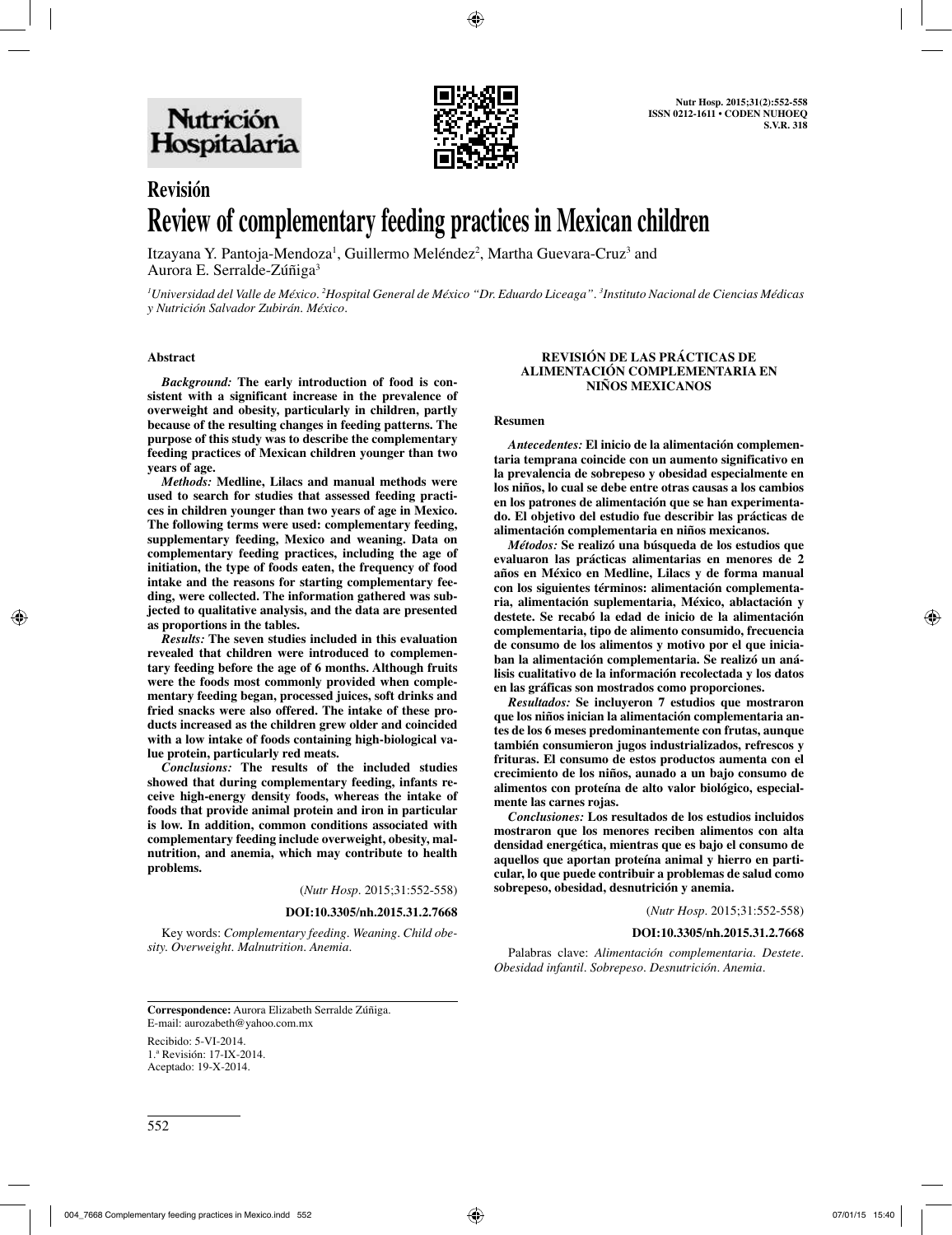Revisión

# Review of complementary feeding practices in Mexican children

Itzayana Y. Pantoja-Mendoza[1], Guillermo Meléndez[2], Martha Guevara-Cruz[3] and Aurora E. Serralde-Zúñiga[3]

[1]*Universidad del Valle de México.* [2]*Hospital General de México "Dr. Eduardo Liceaga".* [3]*Instituto Nacional de Ciencias Médicas y Nutrición Salvador Zubirán. México.*

### Abstract

***Background:*** **The early introduction of food is consistent with a significant increase in the prevalence of overweight and obesity, particularly in children, partly because of the resulting changes in feeding patterns. The purpose of this study was to describe the complementary feeding practices of Mexican children younger than two years of age.**

***Methods:*** **Medline, Lilacs and manual methods were used to search for studies that assessed feeding practices in children younger than two years of age in Mexico. The following terms were used: complementary feeding, supplementary feeding, Mexico and weaning. Data on complementary feeding practices, including the age of initiation, the type of foods eaten, the frequency of food intake and the reasons for starting complementary feeding, were collected. The information gathered was subjected to qualitative analysis, and the data are presented as proportions in the tables.**

***Results:*** **The seven studies included in this evaluation revealed that children were introduced to complementary feeding before the age of 6 months. Although fruits were the foods most commonly provided when complementary feeding began, processed juices, soft drinks and fried snacks were also offered. The intake of these products increased as the children grew older and coincided with a low intake of foods containing high-biological value protein, particularly red meats.**

***Conclusions:*** **The results of the included studies showed that during complementary feeding, infants receive high-energy density foods, whereas the intake of foods that provide animal protein and iron in particular is low. In addition, common conditions associated with complementary feeding include overweight, obesity, malnutrition, and anemia, which may contribute to health problems.**

(*Nutr Hosp.* 2015;31:552-558)

**DOI:10.3305/nh.2015.31.2.7668**

Key words: *Complementary feeding. Weaning. Child obesity. Overweight. Malnutrition. Anemia.*

### REVISIÓN DE LAS PRÁCTICAS DE ALIMENTACIÓN COMPLEMENTARIA EN NIÑOS MEXICANOS

### Resumen

***Antecedentes:*** **El inicio de la alimentación complementaria temprana coincide con un aumento significativo en la prevalencia de sobrepeso y obesidad especialmente en los niños, lo cual se debe entre otras causas a los cambios en los patrones de alimentación que se han experimentado. El objetivo del estudio fue describir las prácticas de alimentación complementaria en niños mexicanos.**

***Métodos:*** **Se realizó una búsqueda de los estudios que evaluaron las prácticas alimentarias en menores de 2 años en México en Medline, Lilacs y de forma manual con los siguientes términos: alimentación complementaria, alimentación suplementaria, México, ablactación y destete. Se recabó la edad de inicio de la alimentación complementaria, tipo de alimento consumido, frecuencia de consumo de los alimentos y motivo por el que iniciaban la alimentación complementaria. Se realizó un análisis cualitativo de la información recolectada y los datos en las gráficas son mostrados como proporciones.**

***Resultados:*** **Se incluyeron 7 estudios que mostraron que los niños inician la alimentación complementaria antes de los 6 meses predominantemente con frutas, aunque también consumieron jugos industrializados, refrescos y frituras. El consumo de estos productos aumenta con el crecimiento de los niños, aunado a un bajo consumo de alimentos con proteína de alto valor biológico, especialmente las carnes rojas.**

***Conclusiones:*** **Los resultados de los estudios incluidos mostraron que los menores reciben alimentos con alta densidad energética, mientras que es bajo el consumo de aquellos que aportan proteína animal y hierro en particular, lo que puede contribuir a problemas de salud como sobrepeso, obesidad, desnutrición y anemia.**

(*Nutr Hosp.* 2015;31:552-558)

**DOI:10.3305/nh.2015.31.2.7668**

Palabras clave: *Alimentación complementaria. Destete. Obesidad infantil. Sobrepeso. Desnutrición. Anemia.*

**Correspondence:** Aurora Elizabeth Serralde Zúñiga.
E-mail: aurozabeth@yahoo.com.mx

Recibido: 5-VI-2014.
1.ª Revisión: 17-IX-2014.
Aceptado: 19-X-2014.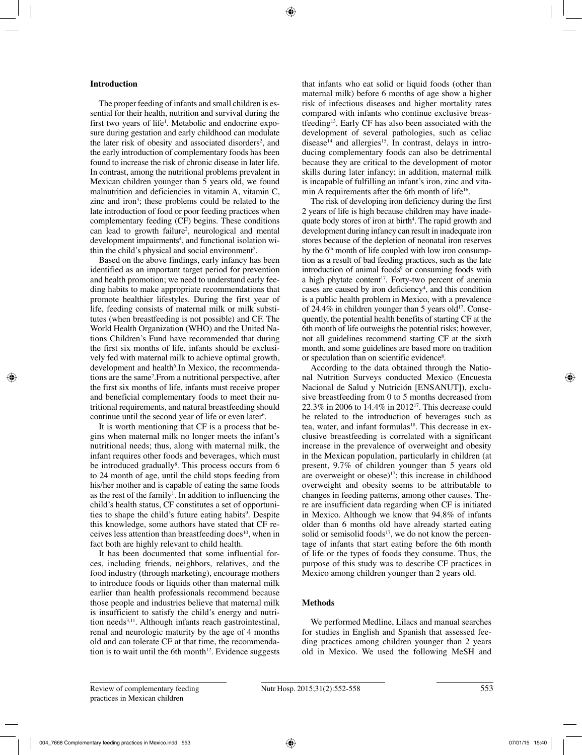## Introduction

The proper feeding of infants and small children is essential for their health, nutrition and survival during the first two years of life[1]. Metabolic and endocrine exposure during gestation and early childhood can modulate the later risk of obesity and associated disorders[2], and the early introduction of complementary foods has been found to increase the risk of chronic disease in later life. In contrast, among the nutritional problems prevalent in Mexican children younger than 5 years old, we found malnutrition and deficiencies in vitamin A, vitamin C, zinc and iron[3]; these problems could be related to the late introduction of food or poor feeding practices when complementary feeding (CF) begins. These conditions can lead to growth failure[2], neurological and mental development impairments[4], and functional isolation within the child's physical and social environment[5].

Based on the above findings, early infancy has been identified as an important target period for prevention and health promotion; we need to understand early feeding habits to make appropriate recommendations that promote healthier lifestyles. During the first year of life, feeding consists of maternal milk or milk substitutes (when breastfeeding is not possible) and CF. The World Health Organization (WHO) and the United Nations Children's Fund have recommended that during the first six months of life, infants should be exclusively fed with maternal milk to achieve optimal growth, development and health[6].In Mexico, the recommendations are the same[7].From a nutritional perspective, after the first six months of life, infants must receive proper and beneficial complementary foods to meet their nutritional requirements, and natural breastfeeding should continue until the second year of life or even later[6].

It is worth mentioning that CF is a process that begins when maternal milk no longer meets the infant's nutritional needs; thus, along with maternal milk, the infant requires other foods and beverages, which must be introduced gradually[8]. This process occurs from 6 to 24 month of age, until the child stops feeding from his/her mother and is capable of eating the same foods as the rest of the family[1]. In addition to influencing the child's health status, CF constitutes a set of opportunities to shape the child's future eating habits[9]. Despite this knowledge, some authors have stated that CF receives less attention than breastfeeding does[10], when in fact both are highly relevant to child health.

It has been documented that some influential forces, including friends, neighbors, relatives, and the food industry (through marketing), encourage mothers to introduce foods or liquids other than maternal milk earlier than health professionals recommend because those people and industries believe that maternal milk is insufficient to satisfy the child's energy and nutrition needs[3,11]. Although infants reach gastrointestinal, renal and neurologic maturity by the age of 4 months old and can tolerate CF at that time, the recommendation is to wait until the 6th month[12]. Evidence suggests that infants who eat solid or liquid foods (other than maternal milk) before 6 months of age show a higher risk of infectious diseases and higher mortality rates compared with infants who continue exclusive breastfeeding[13]. Early CF has also been associated with the development of several pathologies, such as celiac disease[14] and allergies[15]. In contrast, delays in introducing complementary foods can also be detrimental because they are critical to the development of motor skills during later infancy; in addition, maternal milk is incapable of fulfilling an infant's iron, zinc and vitamin A requirements after the 6th month of life[16].

The risk of developing iron deficiency during the first 2 years of life is high because children may have inadequate body stores of iron at birth[4]. The rapid growth and development during infancy can result in inadequate iron stores because of the depletion of neonatal iron reserves by the 6th month of life coupled with low iron consumption as a result of bad feeding practices, such as the late introduction of animal foods[9] or consuming foods with a high phytate content[17]. Forty-two percent of anemia cases are caused by iron deficiency[4], and this condition is a public health problem in Mexico, with a prevalence of 24.4% in children younger than 5 years old[17]. Consequently, the potential health benefits of starting CF at the 6th month of life outweighs the potential risks; however, not all guidelines recommend starting CF at the sixth month, and some guidelines are based more on tradition or speculation than on scientific evidence[8].

According to the data obtained through the National Nutrition Surveys conducted Mexico (Encuesta Nacional de Salud y Nutrición [ENSANUT]), exclusive breastfeeding from 0 to 5 months decreased from 22.3% in 2006 to 14.4% in 2012[17]. This decrease could be related to the introduction of beverages such as tea, water, and infant formulas[18]. This decrease in exclusive breastfeeding is correlated with a significant increase in the prevalence of overweight and obesity in the Mexican population, particularly in children (at present, 9.7% of children younger than 5 years old are overweight or obese)[17]; this increase in childhood overweight and obesity seems to be attributable to changes in feeding patterns, among other causes. There are insufficient data regarding when CF is initiated in Mexico. Although we know that 94.8% of infants older than 6 months old have already started eating solid or semisolid foods[17], we do not know the percentage of infants that start eating before the 6th month of life or the types of foods they consume. Thus, the purpose of this study was to describe CF practices in Mexico among children younger than 2 years old.

## Methods

We performed Medline, Lilacs and manual searches for studies in English and Spanish that assessed feeding practices among children younger than 2 years old in Mexico. We used the following MeSH and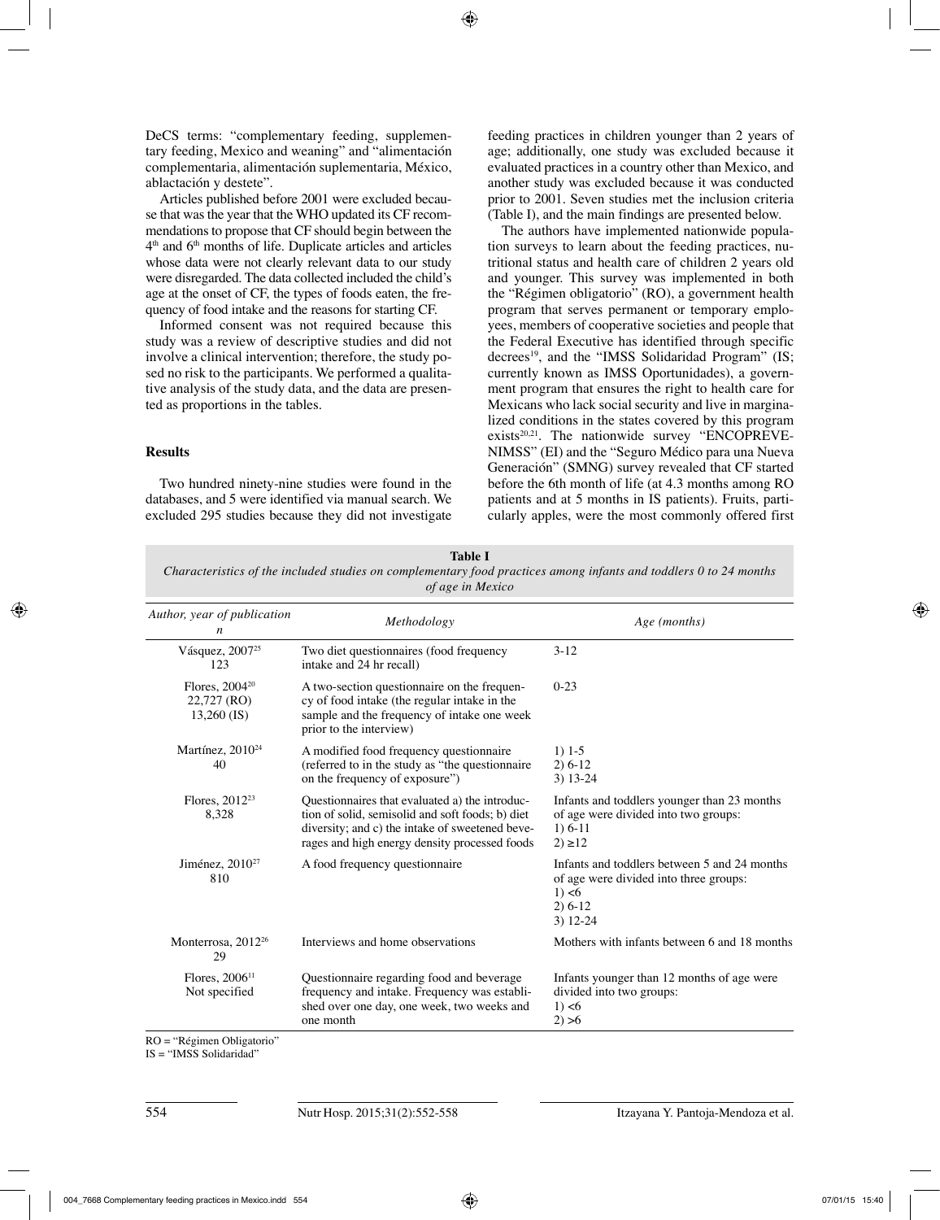DeCS terms: "complementary feeding, supplementary feeding, Mexico and weaning" and "alimentación complementaria, alimentación suplementaria, México, ablactación y destete".

Articles published before 2001 were excluded because that was the year that the WHO updated its CF recommendations to propose that CF should begin between the 4th and 6th months of life. Duplicate articles and articles whose data were not clearly relevant data to our study were disregarded. The data collected included the child's age at the onset of CF, the types of foods eaten, the frequency of food intake and the reasons for starting CF.

Informed consent was not required because this study was a review of descriptive studies and did not involve a clinical intervention; therefore, the study posed no risk to the participants. We performed a qualitative analysis of the study data, and the data are presented as proportions in the tables.

### Results

Two hundred ninety-nine studies were found in the databases, and 5 were identified via manual search. We excluded 295 studies because they did not investigate feeding practices in children younger than 2 years of age; additionally, one study was excluded because it evaluated practices in a country other than Mexico, and another study was excluded because it was conducted prior to 2001. Seven studies met the inclusion criteria (Table I), and the main findings are presented below.

The authors have implemented nationwide population surveys to learn about the feeding practices, nutritional status and health care of children 2 years old and younger. This survey was implemented in both the "Régimen obligatorio" (RO), a government health program that serves permanent or temporary employees, members of cooperative societies and people that the Federal Executive has identified through specific decrees[19], and the "IMSS Solidaridad Program" (IS; currently known as IMSS Oportunidades), a government program that ensures the right to health care for Mexicans who lack social security and live in marginalized conditions in the states covered by this program exists[20,21]. The nationwide survey "ENCOPREVENIMSS" (EI) and the "Seguro Médico para una Nueva Generación" (SMNG) survey revealed that CF started before the 6th month of life (at 4.3 months among RO patients and at 5 months in IS patients). Fruits, particularly apples, were the most commonly offered first

**Table I**
*Characteristics of the included studies on complementary food practices among infants and toddlers 0 to 24 months of age in Mexico*

| *Author, year of publication n* | *Methodology* | *Age (months)* |
|---|---|---|
| Vásquez, 2007[25] 123 | Two diet questionnaires (food frequency intake and 24 hr recall) | 3-12 |
| Flores, 2004[20] 22,727 (RO) 13,260 (IS) | A two-section questionnaire on the frequency of food intake (the regular intake in the sample and the frequency of intake one week prior to the interview) | 0-23 |
| Martínez, 2010[24] 40 | A modified food frequency questionnaire (referred to in the study as "the questionnaire on the frequency of exposure") | 1) 1-5<br>2) 6-12<br>3) 13-24 |
| Flores, 2012[23] 8,328 | Questionnaires that evaluated a) the introduction of solid, semisolid and soft foods; b) diet diversity; and c) the intake of sweetened beverages and high energy density processed foods | Infants and toddlers younger than 23 months of age were divided into two groups:<br>1) 6-11<br>2) ≥12 |
| Jiménez, 2010[27] 810 | A food frequency questionnaire | Infants and toddlers between 5 and 24 months of age were divided into three groups:<br>1) <6<br>2) 6-12<br>3) 12-24 |
| Monterrosa, 2012[26] 29 | Interviews and home observations | Mothers with infants between 6 and 18 months |
| Flores, 2006[11] Not specified | Questionnaire regarding food and beverage frequency and intake. Frequency was established over one day, one week, two weeks and one month | Infants younger than 12 months of age were divided into two groups:<br>1) <6<br>2) >6 |

RO = "Régimen Obligatorio"
IS = "IMSS Solidaridad"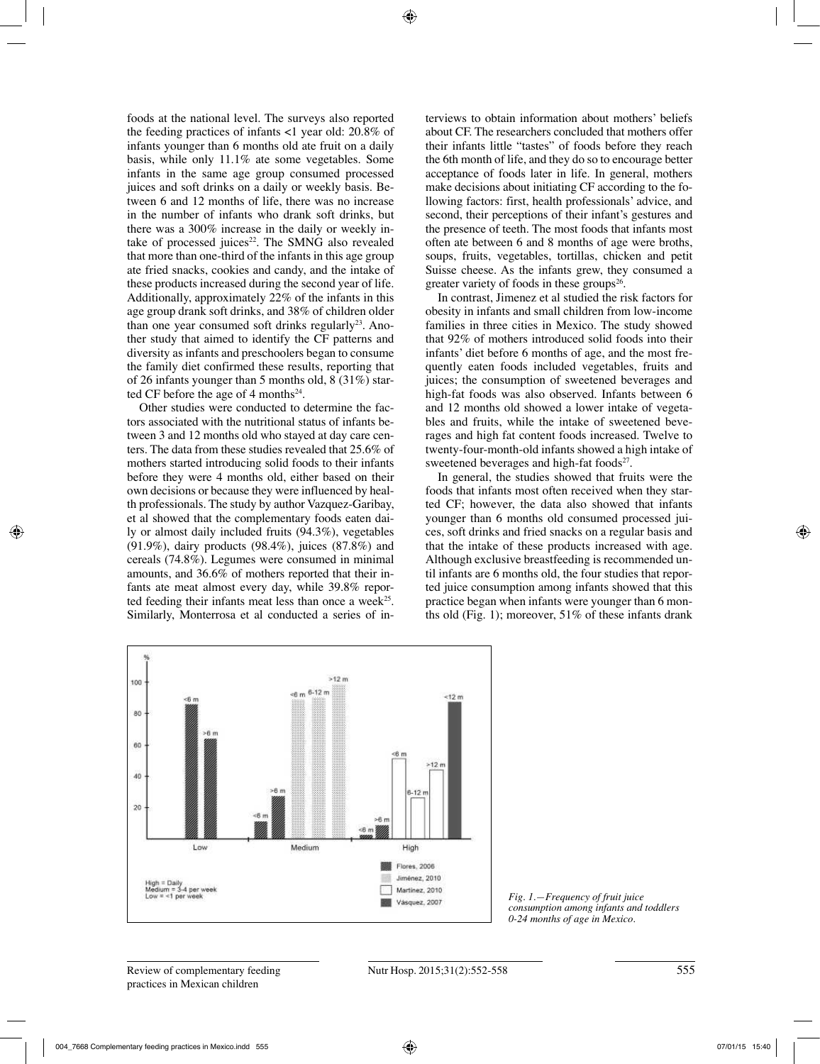foods at the national level. The surveys also reported the feeding practices of infants <1 year old: 20.8% of infants younger than 6 months old ate fruit on a daily basis, while only 11.1% ate some vegetables. Some infants in the same age group consumed processed juices and soft drinks on a daily or weekly basis. Between 6 and 12 months of life, there was no increase in the number of infants who drank soft drinks, but there was a 300% increase in the daily or weekly intake of processed juices[22]. The SMNG also revealed that more than one-third of the infants in this age group ate fried snacks, cookies and candy, and the intake of these products increased during the second year of life. Additionally, approximately 22% of the infants in this age group drank soft drinks, and 38% of children older than one year consumed soft drinks regularly[23]. Another study that aimed to identify the CF patterns and diversity as infants and preschoolers began to consume the family diet confirmed these results, reporting that of 26 infants younger than 5 months old, 8 (31%) started CF before the age of 4 months[24].

Other studies were conducted to determine the factors associated with the nutritional status of infants between 3 and 12 months old who stayed at day care centers. The data from these studies revealed that 25.6% of mothers started introducing solid foods to their infants before they were 4 months old, either based on their own decisions or because they were influenced by health professionals. The study by author Vazquez-Garibay, et al showed that the complementary foods eaten daily or almost daily included fruits (94.3%), vegetables (91.9%), dairy products (98.4%), juices (87.8%) and cereals (74.8%). Legumes were consumed in minimal amounts, and 36.6% of mothers reported that their infants ate meat almost every day, while 39.8% reported feeding their infants meat less than once a week[25]. Similarly, Monterrosa et al conducted a series of interviews to obtain information about mothers' beliefs about CF. The researchers concluded that mothers offer their infants little "tastes" of foods before they reach the 6th month of life, and they do so to encourage better acceptance of foods later in life. In general, mothers make decisions about initiating CF according to the following factors: first, health professionals' advice, and second, their perceptions of their infant's gestures and the presence of teeth. The most foods that infants most often ate between 6 and 8 months of age were broths, soups, fruits, vegetables, tortillas, chicken and petit Suisse cheese. As the infants grew, they consumed a greater variety of foods in these groups[26].

In contrast, Jimenez et al studied the risk factors for obesity in infants and small children from low-income families in three cities in Mexico. The study showed that 92% of mothers introduced solid foods into their infants' diet before 6 months of age, and the most frequently eaten foods included vegetables, fruits and juices; the consumption of sweetened beverages and high-fat foods was also observed. Infants between 6 and 12 months old showed a lower intake of vegetables and fruits, while the intake of sweetened beverages and high fat content foods increased. Twelve to twenty-four-month-old infants showed a high intake of sweetened beverages and high-fat foods[27].

In general, the studies showed that fruits were the foods that infants most often received when they started CF; however, the data also showed that infants younger than 6 months old consumed processed juices, soft drinks and fried snacks on a regular basis and that the intake of these products increased with age. Although exclusive breastfeeding is recommended until infants are 6 months old, the four studies that reported juice consumption among infants showed that this practice began when infants were younger than 6 months old (Fig. 1); moreover, 51% of these infants drank

*Fig. 1.—Frequency of fruit juice consumption among infants and toddlers 0-24 months of age in Mexico.*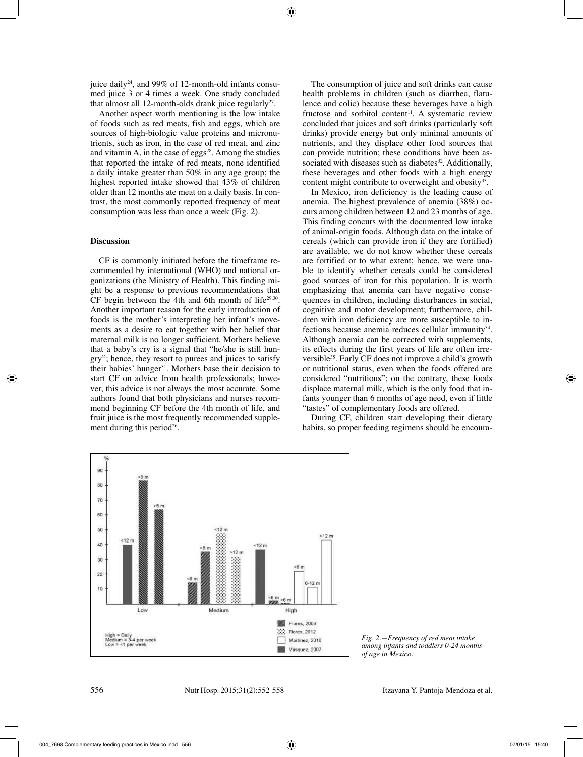juice daily[24], and 99% of 12-month-old infants consumed juice 3 or 4 times a week. One study concluded that almost all 12-month-olds drank juice regularly[27].

Another aspect worth mentioning is the low intake of foods such as red meats, fish and eggs, which are sources of high-biologic value proteins and micronutrients, such as iron, in the case of red meat, and zinc and vitamin A, in the case of eggs[28]. Among the studies that reported the intake of red meats, none identified a daily intake greater than 50% in any age group; the highest reported intake showed that 43% of children older than 12 months ate meat on a daily basis. In contrast, the most commonly reported frequency of meat consumption was less than once a week (Fig. 2).

## Discussion

CF is commonly initiated before the timeframe recommended by international (WHO) and national organizations (the Ministry of Health). This finding might be a response to previous recommendations that CF begin between the 4th and 6th month of life[29,30]. Another important reason for the early introduction of foods is the mother's interpreting her infant's movements as a desire to eat together with her belief that maternal milk is no longer sufficient. Mothers believe that a baby's cry is a signal that "he/she is still hungry"; hence, they resort to purees and juices to satisfy their babies' hunger[31]. Mothers base their decision to start CF on advice from health professionals; however, this advice is not always the most accurate. Some authors found that both physicians and nurses recommend beginning CF before the 4th month of life, and fruit juice is the most frequently recommended supplement during this period[26].

The consumption of juice and soft drinks can cause health problems in children (such as diarrhea, flatulence and colic) because these beverages have a high fructose and sorbitol content[11]. A systematic review concluded that juices and soft drinks (particularly soft drinks) provide energy but only minimal amounts of nutrients, and they displace other food sources that can provide nutrition; these conditions have been associated with diseases such as diabetes[32]. Additionally, these beverages and other foods with a high energy content might contribute to overweight and obesity[33].

In Mexico, iron deficiency is the leading cause of anemia. The highest prevalence of anemia (38%) occurs among children between 12 and 23 months of age. This finding concurs with the documented low intake of animal-origin foods. Although data on the intake of cereals (which can provide iron if they are fortified) are available, we do not know whether these cereals are fortified or to what extent; hence, we were unable to identify whether cereals could be considered good sources of iron for this population. It is worth emphasizing that anemia can have negative consequences in children, including disturbances in social, cognitive and motor development; furthermore, children with iron deficiency are more susceptible to infections because anemia reduces cellular immunity[34]. Although anemia can be corrected with supplements, its effects during the first years of life are often irreversible[35]. Early CF does not improve a child's growth or nutritional status, even when the foods offered are considered "nutritious"; on the contrary, these foods displace maternal milk, which is the only food that infants younger than 6 months of age need, even if little "tastes" of complementary foods are offered.

During CF, children start developing their dietary habits, so proper feeding regimens should be encoura-

*Fig. 2.—Frequency of red meat intake among infants and toddlers 0-24 months of age in Mexico.*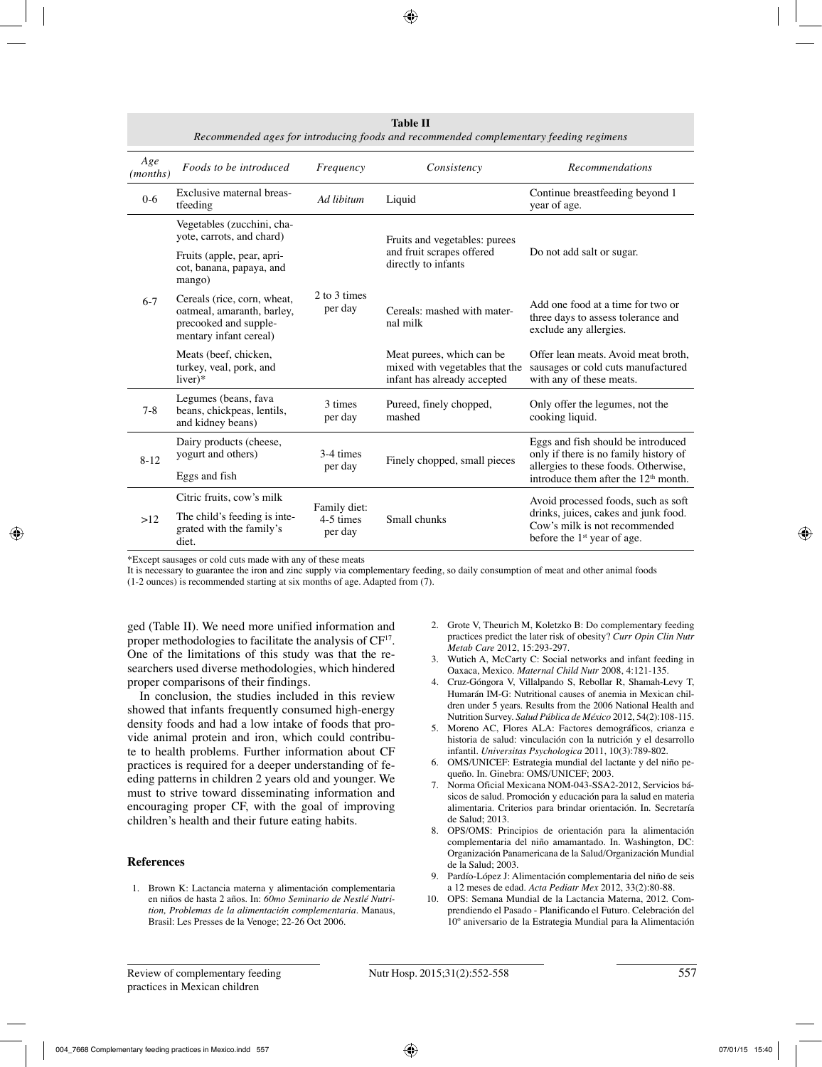**Table II**
*Recommended ages for introducing foods and recommended complementary feeding regimens*

| *Age (months)* | *Foods to be introduced* | *Frequency* | *Consistency* | *Recommendations* |
|---|---|---|---|---|
| 0-6 | Exclusive maternal breastfeeding | *Ad libitum* | Liquid | Continue breastfeeding beyond 1 year of age. |
| 6-7 | Vegetables (zucchini, chayote, carrots, and chard) | 2 to 3 times per day | Fruits and vegetables: purees and fruit scrapes offered directly to infants | Do not add salt or sugar. |
| | Fruits (apple, pear, apricot, banana, papaya, and mango) | | | |
| | Cereals (rice, corn, wheat, oatmeal, amaranth, barley, precooked and supplementary infant cereal) | | Cereals: mashed with maternal milk | Add one food at a time for two or three days to assess tolerance and exclude any allergies. |
| | Meats (beef, chicken, turkey, veal, pork, and liver)* | | Meat purees, which can be mixed with vegetables that the infant has already accepted | Offer lean meats. Avoid meat broth, sausages or cold cuts manufactured with any of these meats. |
| 7-8 | Legumes (beans, fava beans, chickpeas, lentils, and kidney beans) | 3 times per day | Pureed, finely chopped, mashed | Only offer the legumes, not the cooking liquid. |
| 8-12 | Dairy products (cheese, yogurt and others) | 3-4 times per day | Finely chopped, small pieces | Eggs and fish should be introduced only if there is no family history of allergies to these foods. Otherwise, introduce them after the 12th month. |
| | Eggs and fish | | | |
| >12 | Citric fruits, cow's milk | Family diet: 4-5 times per day | Small chunks | Avoid processed foods, such as soft drinks, juices, cakes and junk food. Cow's milk is not recommended before the 1st year of age. |
| | The child's feeding is integrated with the family's diet. | | | |

*Except sausages or cold cuts made with any of these meats
It is necessary to guarantee the iron and zinc supply via complementary feeding, so daily consumption of meat and other animal foods (1-2 ounces) is recommended starting at six months of age. Adapted from (7).

ged (Table II). We need more unified information and proper methodologies to facilitate the analysis of CF[17]. One of the limitations of this study was that the researchers used diverse methodologies, which hindered proper comparisons of their findings.

In conclusion, the studies included in this review showed that infants frequently consumed high-energy density foods and had a low intake of foods that provide animal protein and iron, which could contribute to health problems. Further information about CF practices is required for a deeper understanding of feeding patterns in children 2 years old and younger. We must to strive toward disseminating information and encouraging proper CF, with the goal of improving children's health and their future eating habits.

## References

1. Brown K: Lactancia materna y alimentación complementaria en niños de hasta 2 años. In: *60mo Seminario de Nestlé Nutrition, Problemas de la alimentación complementaria*. Manaus, Brasil: Les Presses de la Venoge; 22-26 Oct 2006.
2. Grote V, Theurich M, Koletzko B: Do complementary feeding practices predict the later risk of obesity? *Curr Opin Clin Nutr Metab Care* 2012, 15:293-297.
3. Wutich A, McCarty C: Social networks and infant feeding in Oaxaca, Mexico. *Maternal Child Nutr* 2008, 4:121-135.
4. Cruz-Góngora V, Villalpando S, Rebollar R, Shamah-Levy T, Humarán IM-G: Nutritional causes of anemia in Mexican children under 5 years. Results from the 2006 National Health and Nutrition Survey. *Salud Pública de México* 2012, 54(2):108-115.
5. Moreno AC, Flores ALA: Factores demográficos, crianza e historia de salud: vinculación con la nutrición y el desarrollo infantil. *Universitas Psychologica* 2011, 10(3):789-802.
6. OMS/UNICEF: Estrategia mundial del lactante y del niño pequeño. In. Ginebra: OMS/UNICEF; 2003.
7. Norma Oficial Mexicana NOM-043-SSA2-2012, Servicios básicos de salud. Promoción y educación para la salud en materia alimentaria. Criterios para brindar orientación. In. Secretaría de Salud; 2013.
8. OPS/OMS: Principios de orientación para la alimentación complementaria del niño amamantado. In. Washington, DC: Organización Panamericana de la Salud/Organización Mundial de la Salud; 2003.
9. Pardío-López J: Alimentación complementaria del niño de seis a 12 meses de edad. *Acta Pediatr Mex* 2012, 33(2):80-88.
10. OPS: Semana Mundial de la Lactancia Materna, 2012. Comprendiendo el Pasado - Planificando el Futuro. Celebración del 10° aniversario de la Estrategia Mundial para la Alimentación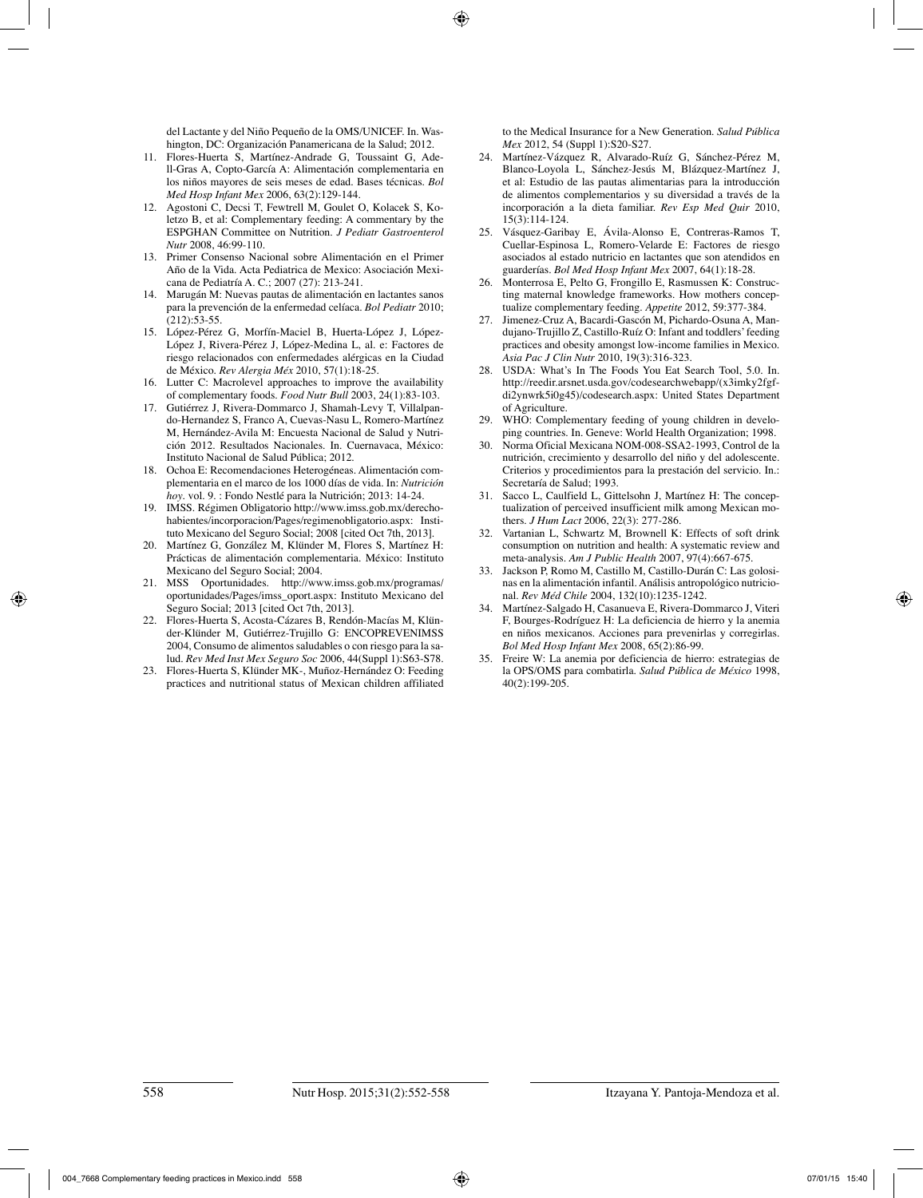del Lactante y del Niño Pequeño de la OMS/UNICEF. In. Washington, DC: Organización Panamericana de la Salud; 2012.

11. Flores-Huerta S, Martínez-Andrade G, Toussaint G, Adell-Gras A, Copto-García A: Alimentación complementaria en los niños mayores de seis meses de edad. Bases técnicas. *Bol Med Hosp Infant Mex* 2006, 63(2):129-144.
12. Agostoni C, Decsi T, Fewtrell M, Goulet O, Kolacek S, Koletzo B, et al: Complementary feeding: A commentary by the ESPGHAN Committee on Nutrition. *J Pediatr Gastroenterol Nutr* 2008, 46:99-110.
13. Primer Consenso Nacional sobre Alimentación en el Primer Año de la Vida. Acta Pediatrica de Mexico: Asociación Mexicana de Pediatría A. C.; 2007 (27): 213-241.
14. Marugán M: Nuevas pautas de alimentación en lactantes sanos para la prevención de la enfermedad celíaca. *Bol Pediatr* 2010; (212):53-55.
15. López-Pérez G, Morfín-Maciel B, Huerta-López J, López-López J, Rivera-Pérez J, López-Medina L, al. e: Factores de riesgo relacionados con enfermedades alérgicas en la Ciudad de México. *Rev Alergia Méx* 2010, 57(1):18-25.
16. Lutter C: Macrolevel approaches to improve the availability of complementary foods. *Food Nutr Bull* 2003, 24(1):83-103.
17. Gutiérrez J, Rivera-Dommarco J, Shamah-Levy T, Villalpando-Hernandez S, Franco A, Cuevas-Nasu L, Romero-Martínez M, Hernández-Avila M: Encuesta Nacional de Salud y Nutrición 2012. Resultados Nacionales. In. Cuernavaca, México: Instituto Nacional de Salud Pública; 2012.
18. Ochoa E: Recomendaciones Heterogéneas. Alimentación complementaria en el marco de los 1000 días de vida. In: *Nutrición hoy*. vol. 9. : Fondo Nestlé para la Nutrición; 2013: 14-24.
19. IMSS. Régimen Obligatorio http://www.imss.gob.mx/derechohabientes/incorporacion/Pages/regimenobligatorio.aspx: Instituto Mexicano del Seguro Social; 2008 [cited Oct 7th, 2013].
20. Martínez G, González M, Klünder M, Flores S, Martínez H: Prácticas de alimentación complementaria. México: Instituto Mexicano del Seguro Social; 2004.
21. MSS Oportunidades. http://www.imss.gob.mx/programas/oportunidades/Pages/imss_oport.aspx: Instituto Mexicano del Seguro Social; 2013 [cited Oct 7th, 2013].
22. Flores-Huerta S, Acosta-Cázares B, Rendón-Macías M, Klünder-Klünder M, Gutiérrez-Trujillo G: ENCOPREVENIMSS 2004, Consumo de alimentos saludables o con riesgo para la salud. *Rev Med Inst Mex Seguro Soc* 2006, 44(Suppl 1):S63-S78.
23. Flores-Huerta S, Klünder MK-, Muñoz-Hernández O: Feeding practices and nutritional status of Mexican children affiliated to the Medical Insurance for a New Generation. *Salud Pública Mex* 2012, 54 (Suppl 1):S20-S27.
24. Martínez-Vázquez R, Alvarado-Ruíz G, Sánchez-Pérez M, Blanco-Loyola L, Sánchez-Jesús M, Blázquez-Martínez J, et al: Estudio de las pautas alimentarias para la introducción de alimentos complementarios y su diversidad a través de la incorporación a la dieta familiar. *Rev Esp Med Quir* 2010, 15(3):114-124.
25. Vásquez-Garibay E, Ávila-Alonso E, Contreras-Ramos T, Cuellar-Espinosa L, Romero-Velarde E: Factores de riesgo asociados al estado nutricio en lactantes que son atendidos en guarderías. *Bol Med Hosp Infant Mex* 2007, 64(1):18-28.
26. Monterrosa E, Pelto G, Frongillo E, Rasmussen K: Constructing maternal knowledge frameworks. How mothers conceptualize complementary feeding. *Appetite* 2012, 59:377-384.
27. Jimenez-Cruz A, Bacardi-Gascón M, Pichardo-Osuna A, Mandujano-Trujillo Z, Castillo-Ruíz O: Infant and toddlers' feeding practices and obesity amongst low-income families in Mexico. *Asia Pac J Clin Nutr* 2010, 19(3):316-323.
28. USDA: What's In The Foods You Eat Search Tool, 5.0. In. http://reedir.arsnet.usda.gov/codesearchwebapp/(x3imky2fgfdi2ynwrk5i0g45)/codesearch.aspx: United States Department of Agriculture.
29. WHO: Complementary feeding of young children in developing countries. In. Geneve: World Health Organization; 1998.
30. Norma Oficial Mexicana NOM-008-SSA2-1993, Control de la nutrición, crecimiento y desarrollo del niño y del adolescente. Criterios y procedimientos para la prestación del servicio. In.: Secretaría de Salud; 1993.
31. Sacco L, Caulfield L, Gittelsohn J, Martínez H: The conceptualization of perceived insufficient milk among Mexican mothers. *J Hum Lact* 2006, 22(3): 277-286.
32. Vartanian L, Schwartz M, Brownell K: Effects of soft drink consumption on nutrition and health: A systematic review and meta-analysis. *Am J Public Health* 2007, 97(4):667-675.
33. Jackson P, Romo M, Castillo M, Castillo-Durán C: Las golosinas en la alimentación infantil. Análisis antropológico nutricional. *Rev Méd Chile* 2004, 132(10):1235-1242.
34. Martínez-Salgado H, Casanueva E, Rivera-Dommarco J, Viteri F, Bourges-Rodríguez H: La deficiencia de hierro y la anemia en niños mexicanos. Acciones para prevenirlas y corregirlas. *Bol Med Hosp Infant Mex* 2008, 65(2):86-99.
35. Freire W: La anemia por deficiencia de hierro: estrategias de la OPS/OMS para combatirla. *Salud Pública de México* 1998, 40(2):199-205.